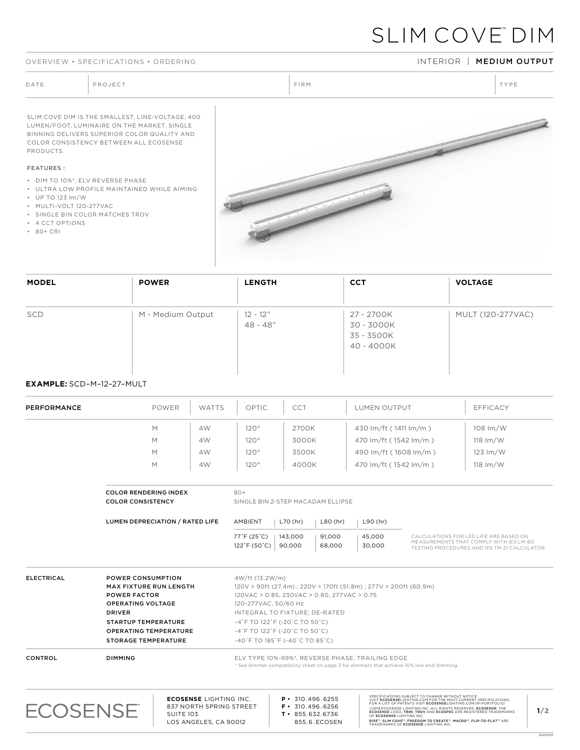# SLIM COVE™ DIM

OVERVIEW • SPECIFICATIONS • ORDERING

INTERIOR | **MEDIUM OUTPUT**

| DATE | PROJECT | FIRM | TYPE |
|---|---|---|---|
| | | | |

SLIM COVE DIM IS THE SMALLEST, LINE-VOLTAGE, 400 LUMEN/FOOT, LUMINAIRE ON THE MARKET. SINGLE BINNING DELIVERS SUPERIOR COLOR QUALITY AND COLOR CONSISTENCY BETWEEN ALL ECOSENSE PRODUCTS.

FEATURES :

- DIM TO 10%*, ELV REVERSE PHASE
- ULTRA LOW PROFILE MAINTAINED WHILE AIMING
- UP TO 123 lm/W
- MULTI-VOLT 120-277VAC
- SINGLE BIN COLOR MATCHES TROV
- 4 CCT OPTIONS
- 80+ CRI

| **MODEL** | **POWER** | **LENGTH** | **CCT** | **VOLTAGE** |
|---|---|---|---|---|
| SCD | M - Medium Output | 12 - 12"<br>48 - 48" | 27 - 2700K<br>30 - 3000K<br>35 - 3500K<br>40 - 4000K | MULT (120-277VAC) |

**EXAMPLE:** SCD–M–12–27–MULT

| PERFORMANCE | POWER | WATTS | OPTIC | CCT | LUMEN OUTPUT | EFFICACY |
|---|---|---|---|---|---|---|
| | M | 4W | 120° | 2700K | 430 lm/ft ( 1411 lm/m ) | 108 lm/W |
| | M | 4W | 120° | 3000K | 470 lm/ft ( 1542 lm/m ) | 118 lm/W |
| | M | 4W | 120° | 3500K | 490 lm/ft ( 1608 lm/m ) | 123 lm/W |
| | M | 4W | 120° | 4000K | 470 lm/ft ( 1542 lm/m ) | 118 lm/W |

**COLOR RENDERING INDEX** 80+

**COLOR CONSISTENCY** SINGLE BIN 2-STEP MACADAM ELLIPSE

**LUMEN DEPRECIATION / RATED LIFE**

| AMBIENT | L70 (hr) | L80 (hr) | L90 (hr) |
|---|---|---|---|
| 77˚F (25˚C) | 143,000 | 91,000 | 45,000 |
| 122˚F (50˚C) | 90,000 | 68,000 | 30,000 |

CALCULATIONS FOR LED LIFE ARE BASED ON MEASUREMENTS THAT COMPLY WITH IES LM-80 TESTING PROCEDURES AND IES TM-21 CALCULATOR

| ELECTRICAL | | |
|---|---|---|
| | **POWER CONSUMPTION** | 4W/ft (13.2W/m) |
| | **MAX FIXTURE RUN LENGTH** | 120V = 90ft (27.4m) ; 220V = 170ft (51.8m) ; 277V = 200ft (60.9m) |
| | **POWER FACTOR** | 120VAC > 0.85, 230VAC > 0.80, 277VAC > 0.75 |
| | **OPERATING VOLTAGE** | 120-277VAC, 50/60 Hz |
| | **DRIVER** | INTEGRAL TO FIXTURE; DE-RATED |
| | **STARTUP TEMPERATURE** | -4˚F TO 122˚F (-20˚C TO 50˚C) |
| | **OPERATING TEMPERATURE** | -4˚F TO 122˚F (-20˚C TO 50˚C) |
| | **STORAGE TEMPERATURE** | -40˚F TO 185˚F (-40˚C TO 85˚C) |
| **CONTROL** | **DIMMING** | ELV TYPE 10%-99%*, REVERSE PHASE, TRAILING EDGE |

\* See dimmer compatibility sheet on page 3 for dimmers that achieve 10% low end dimming.

ECOSENSE

**ECOSENSE** LIGHTING INC.
837 NORTH SPRING STREET
SUITE 103
LOS ANGELES, CA 90012

**P** • 310.496.6255
**F** • 310.496.6256
**T** • 855.632.6736
855.6.ECOSEN

SPECIFICATIONS SUBJECT TO CHANGE WITHOUT NOTICE. VISIT **ECOSENSE**LIGHTING.COM FOR THE MOST CURRENT SPECIFICATIONS. FOR A LIST OF PATENTS VISIT **ECOSENSE**LIGHTING.COM/IP-PORTFOLIO/
©2019 ECOSENSE LIGHTING INC. ALL RIGHTS RESERVED. **ECOSENSE**, THE **ECOSENSE** LOGO, **TRöV**, **TROV** AND **ECOSPEC** ARE REGISTERED TRADEMARKS OF **ECOSENSE** LIGHTING INC.
**RISE™**, **SLIM COVE™**, **FREEDOM TO CREATE™**, **MACRO™**, **FLIP-TO-FLAT™** ARE TRADEMARKS OF **ECOSENSE** LIGHTING INC.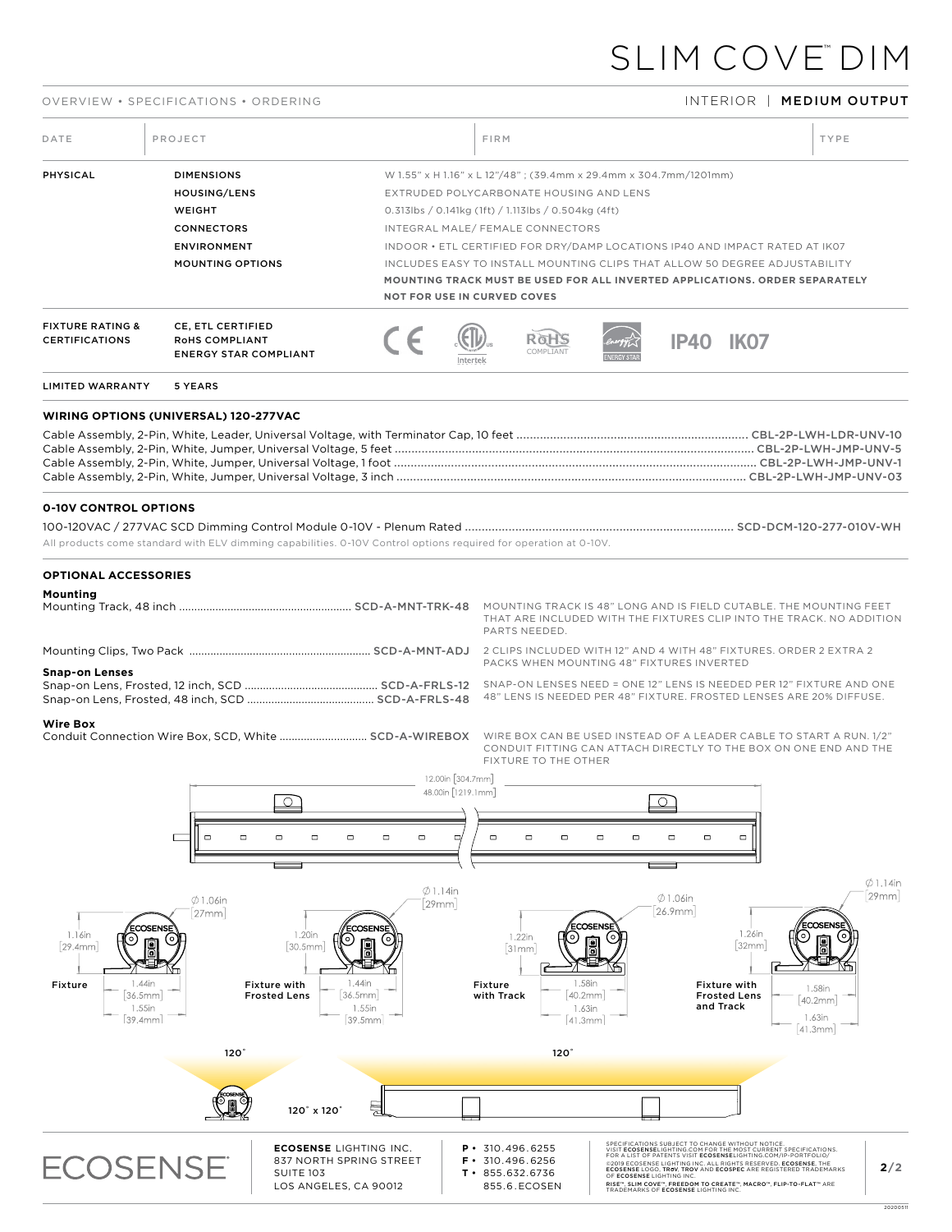# SLIM COVE™ DIM

OVERVIEW • SPECIFICATIONS • ORDERING

INTERIOR | **MEDIUM OUTPUT**

| DATE | PROJECT | FIRM | TYPE |
|---|---|---|---|
| | | | |

| | | |
|---|---|---|
| **PHYSICAL** | **DIMENSIONS** | W 1.55" x H 1.16" x L 12"/48" ; (39.4mm x 29.4mm x 304.7mm/1201mm) |
| | **HOUSING/LENS** | EXTRUDED POLYCARBONATE HOUSING AND LENS |
| | **WEIGHT** | 0.313lbs / 0.141kg (1ft) / 1.113lbs / 0.504kg (4ft) |
| | **CONNECTORS** | INTEGRAL MALE/ FEMALE CONNECTORS |
| | **ENVIRONMENT** | INDOOR • ETL CERTIFIED FOR DRY/DAMP LOCATIONS IP40 AND IMPACT RATED AT IK07 |
| | **MOUNTING OPTIONS** | INCLUDES EASY TO INSTALL MOUNTING CLIPS THAT ALLOW 50 DEGREE ADJUSTABILITY **MOUNTING TRACK MUST BE USED FOR ALL INVERTED APPLICATIONS. ORDER SEPARATELY NOT FOR USE IN CURVED COVES** |
| **FIXTURE RATING & CERTIFICATIONS** | **CE, ETL CERTIFIED RoHS COMPLIANT ENERGY STAR COMPLIANT** | CE, ETL Intertek, RoHS COMPLIANT, ENERGY STAR, IP40 IK07 |
| **LIMITED WARRANTY** | **5 YEARS** | |

### WIRING OPTIONS (UNIVERSAL) 120-277VAC

| | |
|---|---|
| Cable Assembly, 2-Pin, White, Leader, Universal Voltage, with Terminator Cap, 10 feet | CBL-2P-LWH-LDR-UNV-10 |
| Cable Assembly, 2-Pin, White, Jumper, Universal Voltage, 5 feet | CBL-2P-LWH-JMP-UNV-5 |
| Cable Assembly, 2-Pin, White, Jumper, Universal Voltage, 1 foot | CBL-2P-LWH-JMP-UNV-1 |
| Cable Assembly, 2-Pin, White, Jumper, Universal Voltage, 3 inch | CBL-2P-LWH-JMP-UNV-03 |

### 0-10V CONTROL OPTIONS

| | |
|---|---|
| 100-120VAC / 277VAC SCD Dimming Control Module 0-10V - Plenum Rated | SCD-DCM-120-277-010V-WH |

All products come standard with ELV dimming capabilities. 0-10V Control options required for operation at 0-10V.

### OPTIONAL ACCESSORIES

**Mounting**

| | | |
|---|---|---|
| Mounting Track, 48 inch | SCD-A-MNT-TRK-48 | MOUNTING TRACK IS 48" LONG AND IS FIELD CUTABLE. THE MOUNTING FEET THAT ARE INCLUDED WITH THE FIXTURES CLIP INTO THE TRACK. NO ADDITION PARTS NEEDED. |
| Mounting Clips, Two Pack | SCD-A-MNT-ADJ | 2 CLIPS INCLUDED WITH 12" AND 4 WITH 48" FIXTURES. ORDER 2 EXTRA 2 PACKS WHEN MOUNTING 48" FIXTURES INVERTED |

**Snap-on Lenses**

| | | |
|---|---|---|
| Snap-on Lens, Frosted, 12 inch, SCD | SCD-A-FRLS-12 | SNAP-ON LENSES NEED = ONE 12" LENS IS NEEDED PER 12" FIXTURE AND ONE 48" LENS IS NEEDED PER 48" FIXTURE. FROSTED LENSES ARE 20% DIFFUSE. |
| Snap-on Lens, Frosted, 48 inch, SCD | SCD-A-FRLS-48 | |

**Wire Box**

| | | |
|---|---|---|
| Conduit Connection Wire Box, SCD, White | SCD-A-WIREBOX | WIRE BOX CAN BE USED INSTEAD OF A LEADER CABLE TO START A RUN. 1/2" CONDUIT FITTING CAN ATTACH DIRECTLY TO THE BOX ON ONE END AND THE FIXTURE TO THE OTHER |

12.00in [304.7mm]
48.00in [1219.1mm]

**Fixture**: 1.16in [29.4mm]; Ø1.06in [27mm]; 1.44in [36.5mm]; 1.55in [39.4mm]

**Fixture with Frosted Lens**: 1.20in [30.5mm]; Ø1.14in [29mm]; 1.44in [36.5mm]; 1.55in [39.5mm]

**Fixture with Track**: 1.22in [31mm]; Ø1.06in [26.9mm]; 1.58in [40.2mm]; 1.63in [41.3mm]

**Fixture with Frosted Lens and Track**: 1.26in [32mm]; Ø1.14in [29mm]; 1.58in [40.2mm]; 1.63in [41.3mm]

120° — 120° x 120° — 120°

**ECOSENSE** LIGHTING INC.
837 NORTH SPRING STREET
SUITE 103
LOS ANGELES, CA 90012

P • 310.496.6255
F • 310.496.6256
T • 855.632.6736
855.6.ECOSEN

SPECIFICATIONS SUBJECT TO CHANGE WITHOUT NOTICE. VISIT **ECOSENSE**LIGHTING.COM FOR THE MOST CURRENT SPECIFICATIONS. FOR A LIST OF PATENTS VISIT **ECOSENSE**LIGHTING.COM/IP-PORTFOLIO/ ©2019 ECOSENSE LIGHTING INC. ALL RIGHTS RESERVED. **ECOSENSE**, THE **ECOSENSE** LOGO, **TROV** AND **ECOSPEC** ARE REGISTERED TRADEMARKS OF **ECOSENSE** LIGHTING INC. **RISE™, SLIM COVE™, FREEDOM TO CREATE™, MACRO™, FLIP-TO-FLAT™** ARE TRADEMARKS OF **ECOSENSE** LIGHTING INC.

20200511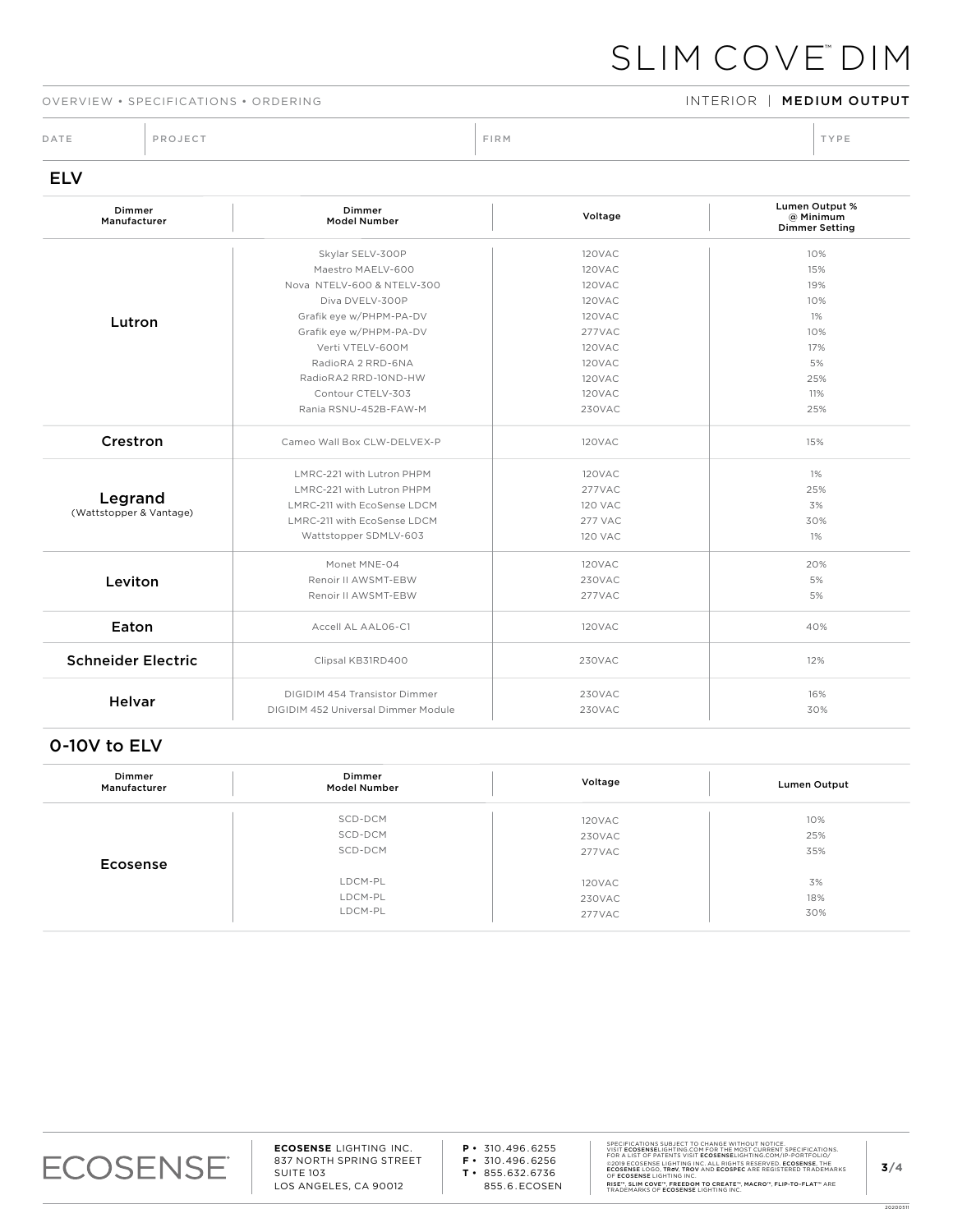# SLIM COVE™ DIM

OVERVIEW • SPECIFICATIONS • ORDERING

INTERIOR | **MEDIUM OUTPUT**

| DATE | PROJECT | FIRM | TYPE |
|---|---|---|---|
| | | | |

## ELV

| Dimmer Manufacturer | Dimmer Model Number | Voltage | Lumen Output % @ Minimum Dimmer Setting |
|---|---|---|---|
| Lutron | Skylar SELV-300P | 120VAC | 10% |
| | Maestro MAELV-600 | 120VAC | 15% |
| | Nova NTELV-600 & NTELV-300 | 120VAC | 19% |
| | Diva DVELV-300P | 120VAC | 10% |
| | Grafik eye w/PHPM-PA-DV | 120VAC | 1% |
| | Grafik eye w/PHPM-PA-DV | 277VAC | 10% |
| | Verti VTELV-600M | 120VAC | 17% |
| | RadioRA 2 RRD-6NA | 120VAC | 5% |
| | RadioRA2 RRD-10ND-HW | 120VAC | 25% |
| | Contour CTELV-303 | 120VAC | 11% |
| | Rania RSNU-452B-FAW-M | 230VAC | 25% |
| Crestron | Cameo Wall Box CLW-DELVEX-P | 120VAC | 15% |
| Legrand (Wattstopper & Vantage) | LMRC-221 with Lutron PHPM | 120VAC | 1% |
| | LMRC-221 with Lutron PHPM | 277VAC | 25% |
| | LMRC-211 with EcoSense LDCM | 120 VAC | 3% |
| | LMRC-211 with EcoSense LDCM | 277 VAC | 30% |
| | Wattstopper SDMLV-603 | 120 VAC | 1% |
| Leviton | Monet MNE-04 | 120VAC | 20% |
| | Renoir II AWSMT-EBW | 230VAC | 5% |
| | Renoir II AWSMT-EBW | 277VAC | 5% |
| Eaton | Accell AL AAL06-C1 | 120VAC | 40% |
| Schneider Electric | Clipsal KB31RD400 | 230VAC | 12% |
| Helvar | DIGIDIM 454 Transistor Dimmer | 230VAC | 16% |
| | DIGIDIM 452 Universal Dimmer Module | 230VAC | 30% |

## 0-10V to ELV

| Dimmer Manufacturer | Dimmer Model Number | Voltage | Lumen Output |
|---|---|---|---|
| Ecosense | SCD-DCM | 120VAC | 10% |
| | SCD-DCM | 230VAC | 25% |
| | SCD-DCM | 277VAC | 35% |
| | LDCM-PL | 120VAC | 3% |
| | LDCM-PL | 230VAC | 18% |
| | LDCM-PL | 277VAC | 30% |

ECOSENSE

**ECOSENSE** LIGHTING INC.
837 NORTH SPRING STREET
SUITE 103
LOS ANGELES, CA 90012

**P** • 310.496.6255
**F** • 310.496.6256
**T** • 855.632.6736
855.6.ECOSEN

SPECIFICATIONS SUBJECT TO CHANGE WITHOUT NOTICE. VISIT **ECOSENSE**LIGHTING.COM FOR THE MOST CURRENT SPECIFICATIONS. FOR A LIST OF PATENTS VISIT **ECOSENSE**LIGHTING.COM/IP-PORTFOLIO/
©2019 ECOSENSE LIGHTING INC. ALL RIGHTS RESERVED. **ECOSENSE**, THE **ECOSENSE** LOGO, **TRøV**, **TROV** AND **ECOSPEC** ARE REGISTERED TRADEMARKS OF **ECOSENSE** LIGHTING INC.
**RISE™**, **SLIM COVE™**, **FREEDOM TO CREATE™**, **MACRO™**, **FLIP-TO-FLAT™** ARE TRADEMARKS OF **ECOSENSE** LIGHTING INC.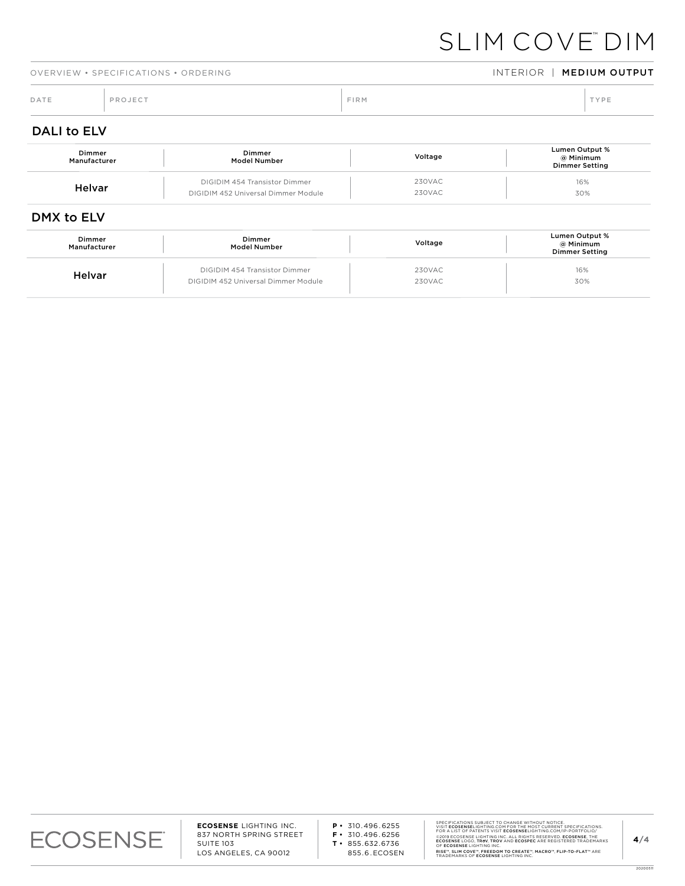## DALI to ELV

| Dimmer Manufacturer | Dimmer Model Number | Voltage | Lumen Output % @ Minimum Dimmer Setting |
|---|---|---|---|
| Helvar | DIGIDIM 454 Transistor Dimmer | 230VAC | 16% |
| | DIGIDIM 452 Universal Dimmer Module | 230VAC | 30% |

## DMX to ELV

| Dimmer Manufacturer | Dimmer Model Number | Voltage | Lumen Output % @ Minimum Dimmer Setting |
|---|---|---|---|
| Helvar | DIGIDIM 454 Transistor Dimmer | 230VAC | 16% |
| | DIGIDIM 452 Universal Dimmer Module | 230VAC | 30% |